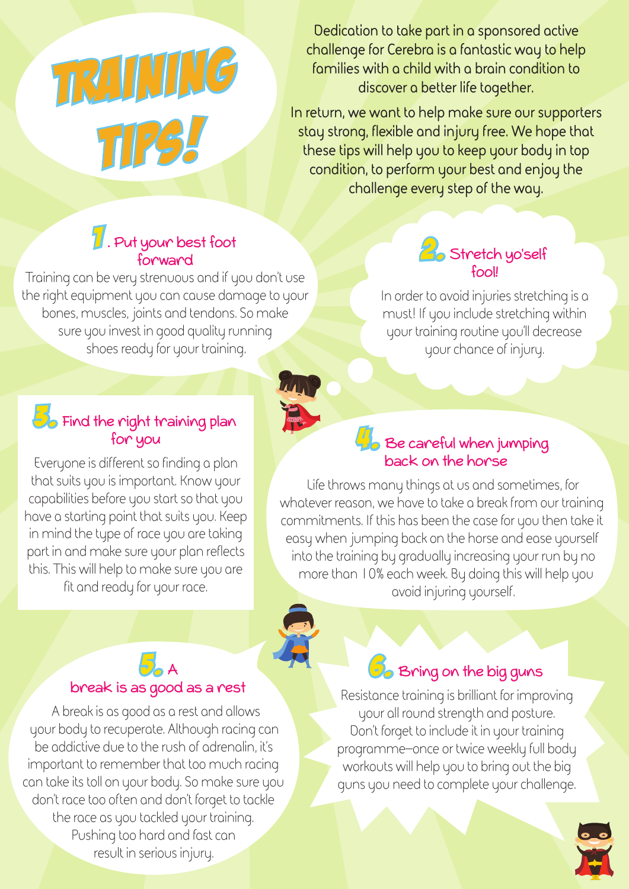# TRAINING TIPS!

Dedication to take part in a sponsored active challenge for Cerebra is a fantastic way to help families with a child with a brain condition to discover a better life together.

In return, we want to help make sure our supporters stay strong, flexible and injury free. We hope that these tips will help you to keep your body in top condition, to perform your best and enjoy the challenge every step of the way.

## 1. Put your best foot forward

Training can be very strenuous and if you don't use the right equipment you can cause damage to your bones, muscles, joints and tendons. So make sure you invest in good quality running shoes ready for your training.

## 2. Stretch yo'self fool!

In order to avoid injuries stretching is a must! If you include stretching within your training routine you'll decrease your chance of injury.

## 3. Find the right training plan for you

Everyone is different so finding a plan that suits you is important. Know your capabilities before you start so that you have a starting point that suits you. Keep in mind the type of race you are taking part in and make sure your plan reflects this. This will help to make sure you are fit and ready for your race.

## 4. Be careful when jumping back on the horse

Life throws many things at us and sometimes, for whatever reason, we have to take a break from our training commitments. If this has been the case for you then take it easy when jumping back on the horse and ease yourself into the training by gradually increasing your run by no more than 10% each week. By doing this will help you avoid injuring yourself.

## 5. A break is as good as a rest

A break is as good as a rest and allows your body to recuperate. Although racing can be addictive due to the rush of adrenalin, it's important to remember that too much racing can take its toll on your body. So make sure you don't race too often and don't forget to tackle the race as you tackled your training. Pushing too hard and fast can result in serious injury.

## 6. Bring on the big guns

Resistance training is brilliant for improving your all round strength and posture. Don't forget to include it in your training programme–once or twice weekly full body workouts will help you to bring out the big guns you need to complete your challenge.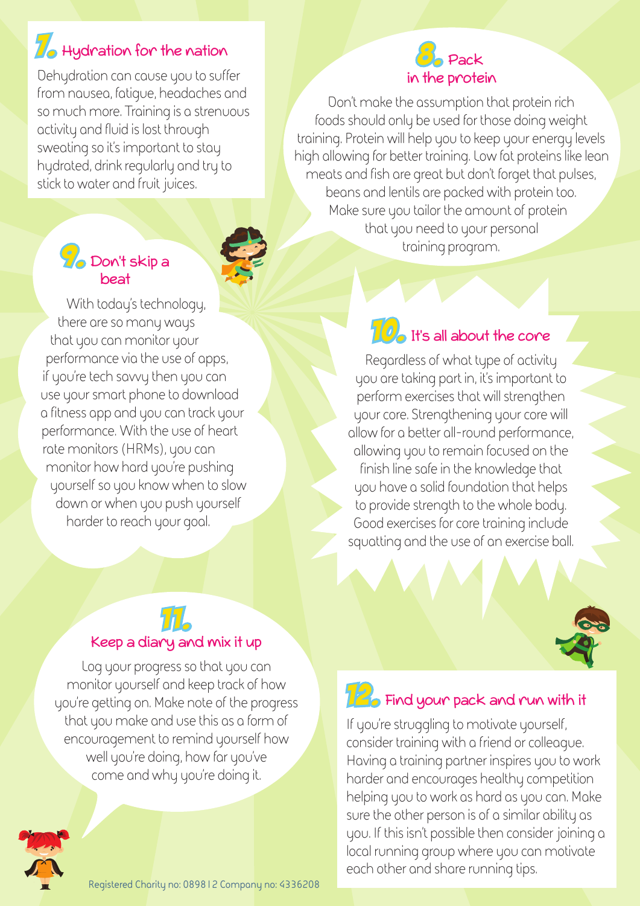## 7. Hydration for the nation

Dehydration can cause you to suffer from nausea, fatigue, headaches and so much more. Training is a strenuous activity and fluid is lost through sweating so it's important to stay hydrated, drink regularly and try to stick to water and fruit juices.

## 8. Pack in the protein

Don't make the assumption that protein rich foods should only be used for those doing weight training. Protein will help you to keep your energy levels high allowing for better training. Low fat proteins like lean meats and fish are great but don't forget that pulses, beans and lentils are packed with protein too. Make sure you tailor the amount of protein that you need to your personal training program.

## 9. Don't skip a beat

With today's technology, there are so many ways that you can monitor your performance via the use of apps, if you're tech savvy then you can use your smart phone to download a fitness app and you can track your performance. With the use of heart rate monitors (HRMs), you can monitor how hard you're pushing yourself so you know when to slow down or when you push yourself harder to reach your goal.

## 10. It's all about the core

Regardless of what type of activity you are taking part in, it's important to perform exercises that will strengthen your core. Strengthening your core will allow for a better all-round performance, allowing you to remain focused on the finish line safe in the knowledge that you have a solid foundation that helps to provide strength to the whole body. Good exercises for core training include squatting and the use of an exercise ball.

## 11. Keep a diary and mix it up

Log your progress so that you can monitor yourself and keep track of how you're getting on. Make note of the progress that you make and use this as a form of encouragement to remind yourself how well you're doing, how far you've come and why you're doing it.

## 12. Find your pack and run with it

If you're struggling to motivate yourself, consider training with a friend or colleague. Having a training partner inspires you to work harder and encourages healthy competition helping you to work as hard as you can. Make sure the other person is of a similar ability as you. If this isn't possible then consider joining a local running group where you can motivate each other and share running tips.

Registered Charity no: 0898 | 2 Company no: 4336208